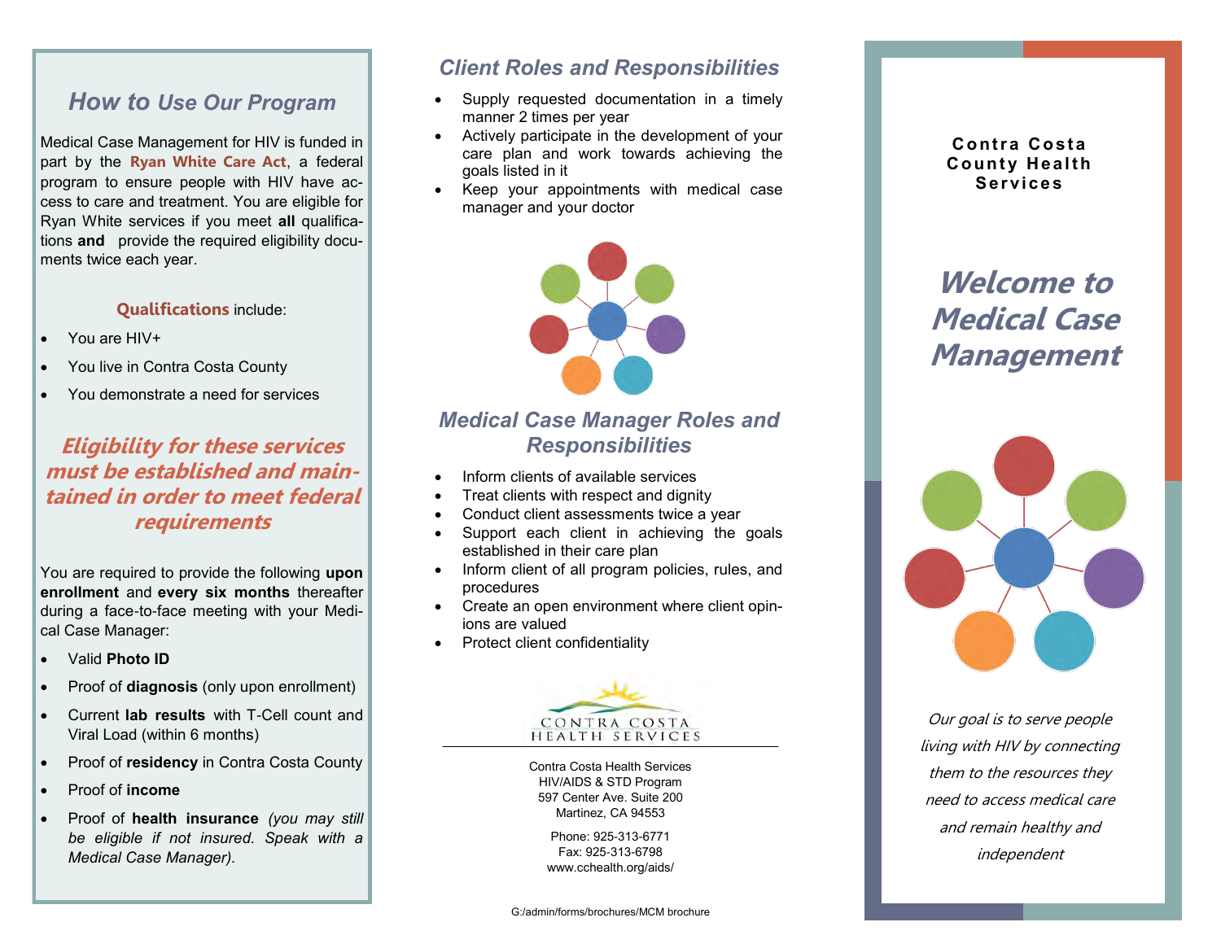## How to Use Our Program

Medical Case Management for HIV is funded in part by the **Ryan White Care Act**, a federal program to ensure people with HIV have access to care and treatment. You are eligible for Ryan White services if you meet **all** qualifications **and** provide the required eligibility documents twice each year.

**Qualifications** include:

- You are HIV+
- You live in Contra Costa County
- You demonstrate a need for services

### *Eligibility for these services must be established and maintained in order to meet federal requirements*

You are required to provide the following **upon enrollment** and **every six months** thereafter during a face-to-face meeting with your Medical Case Manager:

- Valid **Photo ID**
- Proof of **diagnosis** (only upon enrollment)
- Current **lab results** with T-Cell count and Viral Load (within 6 months)
- Proof of **residency** in Contra Costa County
- Proof of **income**
- Proof of **health insurance** *(you may still be eligible if not insured. Speak with a Medical Case Manager).*

## *Client Roles and Responsibilities*

- Supply requested documentation in a timely manner 2 times per year
- Actively participate in the development of your care plan and work towards achieving the goals listed in it
- Keep your appointments with medical case manager and your doctor

## *Medical Case Manager Roles and Responsibilities*

- Inform clients of available services
- Treat clients with respect and dignity
- Conduct client assessments twice a year
- Support each client in achieving the goals established in their care plan
- Inform client of all program policies, rules, and procedures
- Create an open environment where client opinions are valued
- Protect client confidentiality

CONTRA COSTA HEALTH SERVICES

Contra Costa Health Services
HIV/AIDS & STD Program
597 Center Ave. Suite 200
Martinez, CA 94553

Phone: 925-313-6771
Fax: 925-313-6798
www.cchealth.org/aids/

G:/admin/forms/brochures/MCM brochure

**Contra Costa County Health Services**

# *Welcome to Medical Case Management*

*Our goal is to serve people living with HIV by connecting them to the resources they need to access medical care and remain healthy and independent*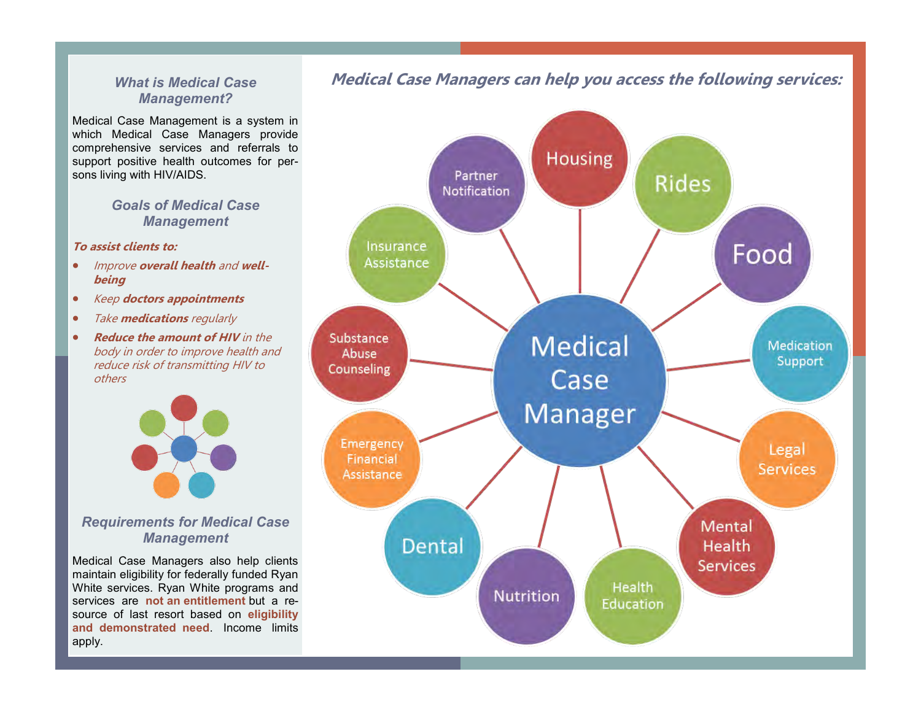### What is Medical Case Management?

Medical Case Management is a system in which Medical Case Managers provide comprehensive services and referrals to support positive health outcomes for persons living with HIV/AIDS.

### Goals of Medical Case Management

***To assist clients to:***

- *Improve **overall health** and **well-being***
- *Keep **doctors appointments***
- *Take **medications** regularly*
- ***Reduce the amount of HIV** in the body in order to improve health and reduce risk of transmitting HIV to others*

### Requirements for Medical Case Management

Medical Case Managers also help clients maintain eligibility for federally funded Ryan White services. Ryan White programs and services are **not an entitlement** but a resource of last resort based on **eligibility and demonstrated need**. Income limits apply.

### *Medical Case Managers can help you access the following services:*

Medical Case Manager

Housing
Rides
Food
Medication Support
Legal Services
Mental Health Services
Health Education
Nutrition
Dental
Emergency Financial Assistance
Substance Abuse Counseling
Insurance Assistance
Partner Notification